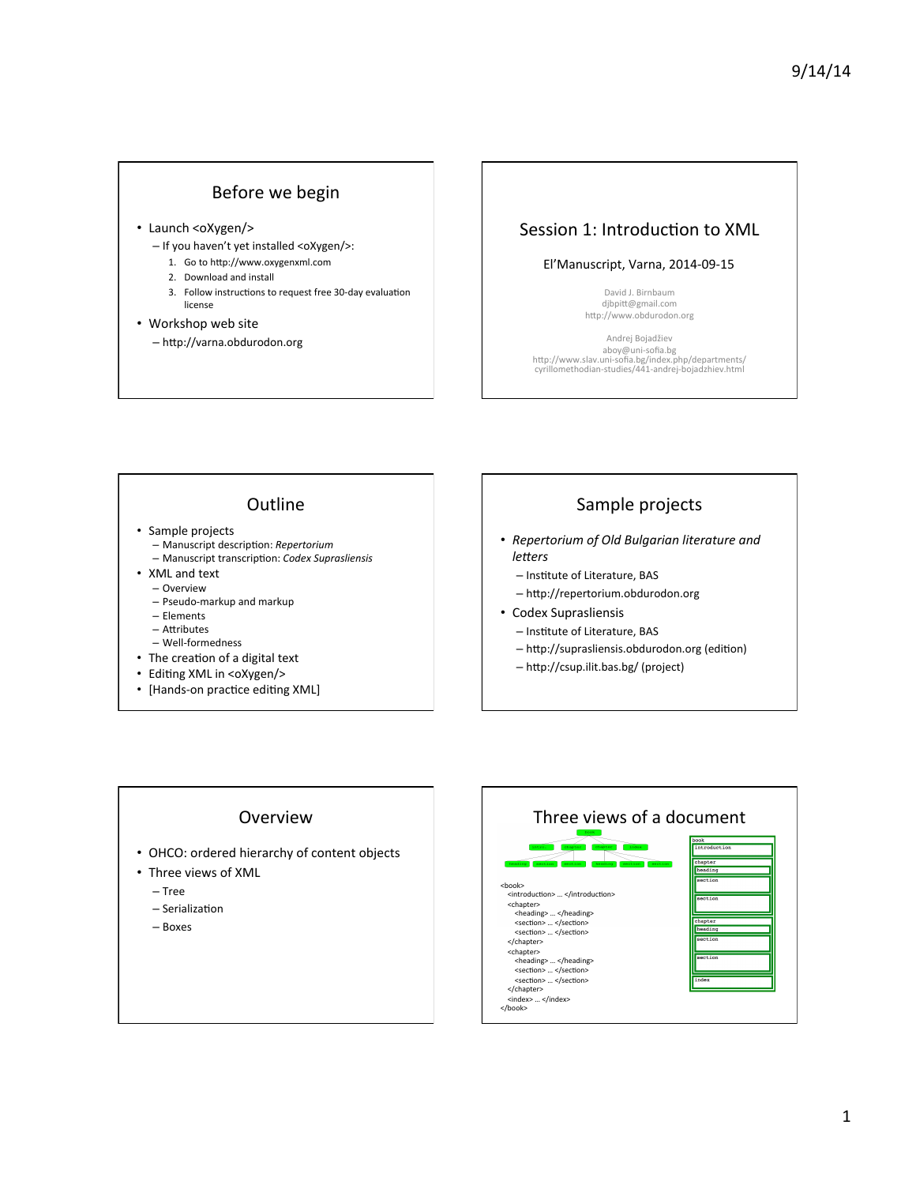## Before we begin

- Launch <oXygen/>
  - If you haven't yet installed <oXygen/>:
    1. Go to http://www.oxygenxml.com
    2. Download and install
    3. Follow instructions to request free 30-day evaluation license
- Workshop web site
  - http://varna.obdurodon.org

## Session 1: Introduction to XML

El'Manuscript, Varna, 2014-09-15

David J. Birnbaum
djbpitt@gmail.com
http://www.obdurodon.org

Andrej Bojadžiev
aboy@uni-sofia.bg
http://www.slav.uni-sofia.bg/index.php/departments/cyrillomethodian-studies/441-andrej-bojadzhiev.html

## Outline

- Sample projects
  - Manuscript description: *Repertorium*
  - Manuscript transcription: *Codex Suprasliensis*
- XML and text
  - Overview
  - Pseudo-markup and markup
  - Elements
  - Attributes
  - Well-formedness
- The creation of a digital text
- Editing XML in <oXygen/>
- [Hands-on practice editing XML]

## Sample projects

- *Repertorium of Old Bulgarian literature and letters*
  - Institute of Literature, BAS
  - http://repertorium.obdurodon.org
- Codex Suprasliensis
  - Institute of Literature, BAS
  - http://suprasliensis.obdurodon.org (edition)
  - http://csup.ilit.bas.bg/ (project)

## Overview

- OHCO: ordered hierarchy of content objects
- Three views of XML
  - Tree
  - Serialization
  - Boxes

## Three views of a document

```
<book>
  <introduction> … </introduction>
  <chapter>
    <heading> … </heading>
    <section> … </section>
    <section> … </section>
  </chapter>
  <chapter>
    <heading> … </heading>
    <section> … </section>
    <section> … </section>
  </chapter>
  <index> … </index>
</book>
```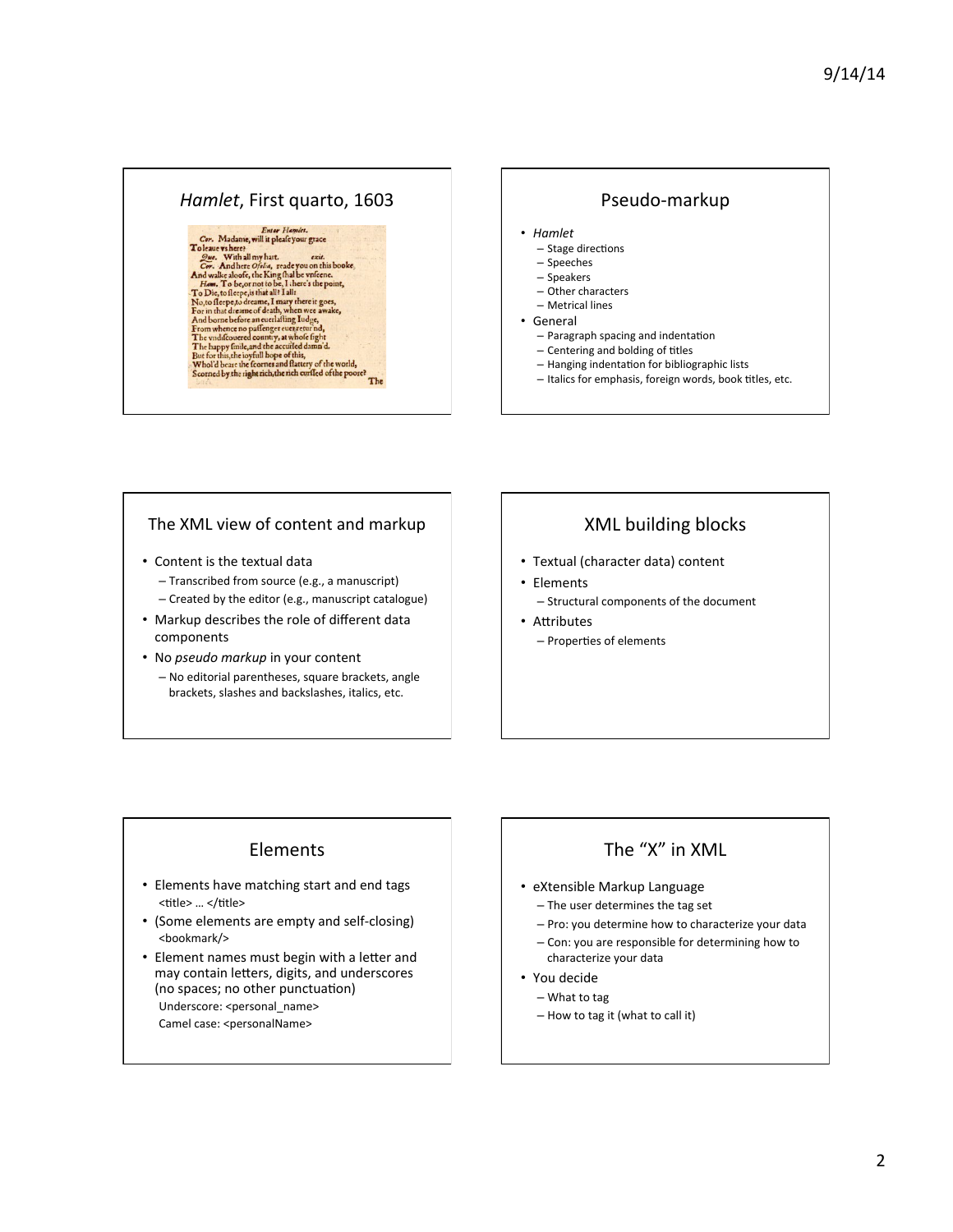## *Hamlet*, First quarto, 1603

Enter Hamlet.
Cor. Madame, will it pleaſe your grace
To leaue vs here?
Que. With all my hart. exit.
Cor. And here Ofelia, reade you on this booke,
And walke aloofe, the King ſhal be vnſeene.
Ham. To be, or not to be, I there's the point,
To Die, to ſleepe, is that all? I all:
No, to ſleepe, to dreame, I mary there it goes,
For in that dreame of death, when wee awake,
And borne before an euerlaſting Iudge,
From whence no paſſenger euer retur'nd,
The vndiſcouered country, at whoſe ſight
The happy ſmile, and the accurſed damn'd.
But for this, the ioyfull hope of this,
Whol'd beare the ſcornes and flattery of the world,
Scorned by the right rich, the rich curſſed of the poore?
The

## Pseudo-markup

- *Hamlet*
  - Stage directions
  - Speeches
  - Speakers
  - Other characters
  - Metrical lines
- General
  - Paragraph spacing and indentation
  - Centering and bolding of titles
  - Hanging indentation for bibliographic lists
  - Italics for emphasis, foreign words, book titles, etc.

## The XML view of content and markup

- Content is the textual data
  - Transcribed from source (e.g., a manuscript)
  - Created by the editor (e.g., manuscript catalogue)
- Markup describes the role of different data components
- No *pseudo markup* in your content
  - No editorial parentheses, square brackets, angle brackets, slashes and backslashes, italics, etc.

## XML building blocks

- Textual (character data) content
- Elements
  - Structural components of the document
- Attributes
  - Properties of elements

## Elements

- Elements have matching start and end tags
  `<title> … </title>`
- (Some elements are empty and self-closing)
  `<bookmark/>`
- Element names must begin with a letter and may contain letters, digits, and underscores (no spaces; no other punctuation)
  Underscore: `<personal_name>`
  Camel case: `<personalName>`

## The "X" in XML

- eXtensible Markup Language
  - The user determines the tag set
  - Pro: you determine how to characterize your data
  - Con: you are responsible for determining how to characterize your data
- You decide
  - What to tag
  - How to tag it (what to call it)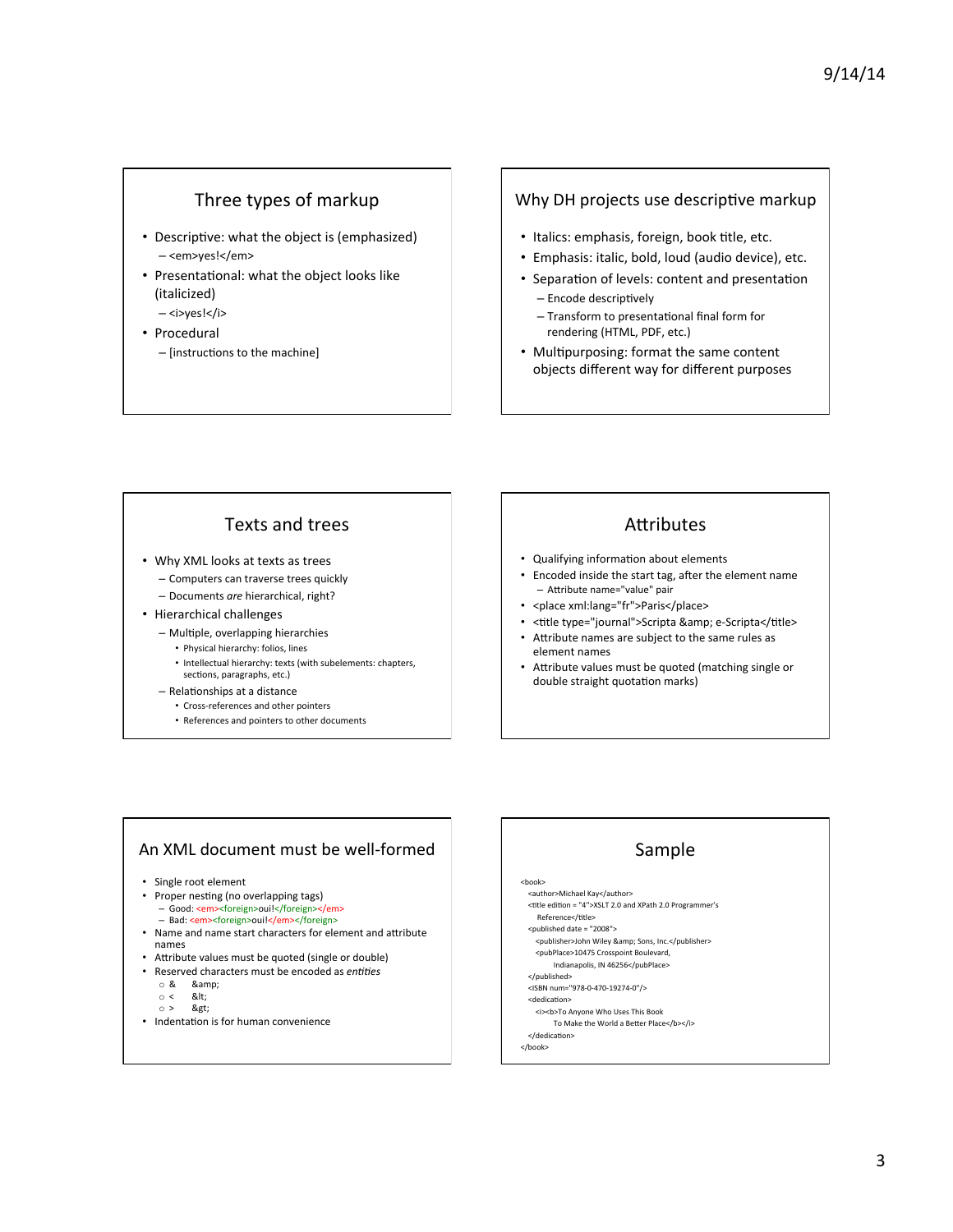## Three types of markup

- Descriptive: what the object is (emphasized)
  - <em>yes!</em>
- Presentational: what the object looks like (italicized)
  - <i>yes!</i>
- Procedural
  - [instructions to the machine]

## Why DH projects use descriptive markup

- Italics: emphasis, foreign, book title, etc.
- Emphasis: italic, bold, loud (audio device), etc.
- Separation of levels: content and presentation
  - Encode descriptively
  - Transform to presentational final form for rendering (HTML, PDF, etc.)
- Multipurposing: format the same content objects different way for different purposes

## Texts and trees

- Why XML looks at texts as trees
  - Computers can traverse trees quickly
  - Documents *are* hierarchical, right?
- Hierarchical challenges
  - Multiple, overlapping hierarchies
    - Physical hierarchy: folios, lines
    - Intellectual hierarchy: texts (with subelements: chapters, sections, paragraphs, etc.)
  - Relationships at a distance
    - Cross-references and other pointers
    - References and pointers to other documents

## Attributes

- Qualifying information about elements
- Encoded inside the start tag, after the element name
  - Attribute name="value" pair
- <place xml:lang="fr">Paris</place>
- <title type="journal">Scripta &amp; e-Scripta</title>
- Attribute names are subject to the same rules as element names
- Attribute values must be quoted (matching single or double straight quotation marks)

## An XML document must be well-formed

- Single root element
- Proper nesting (no overlapping tags)
  - Good: <em><foreign>oui!</foreign></em>
  - Bad: <em><foreign>oui!</em></foreign>
- Name and name start characters for element and attribute names
- Attribute values must be quoted (single or double)
- Reserved characters must be encoded as *entities*
  - &    &amp;
  - <    &lt;
  - >    &gt;
- Indentation is for human convenience

## Sample

```
<book>
  <author>Michael Kay</author>
  <title edition = "4">XSLT 2.0 and XPath 2.0 Programmer's
     Reference</title>
  <published date = "2008">
    <publisher>John Wiley &amp; Sons, Inc.</publisher>
    <pubPlace>10475 Crosspoint Boulevard,
          Indianapolis, IN 46256</pubPlace>
  </published>
  <ISBN num="978-0-470-19274-0"/>
  <dedication>
    <i><b>To Anyone Who Uses This Book
          To Make the World a Better Place</b></i>
  </dedication>
</book>
```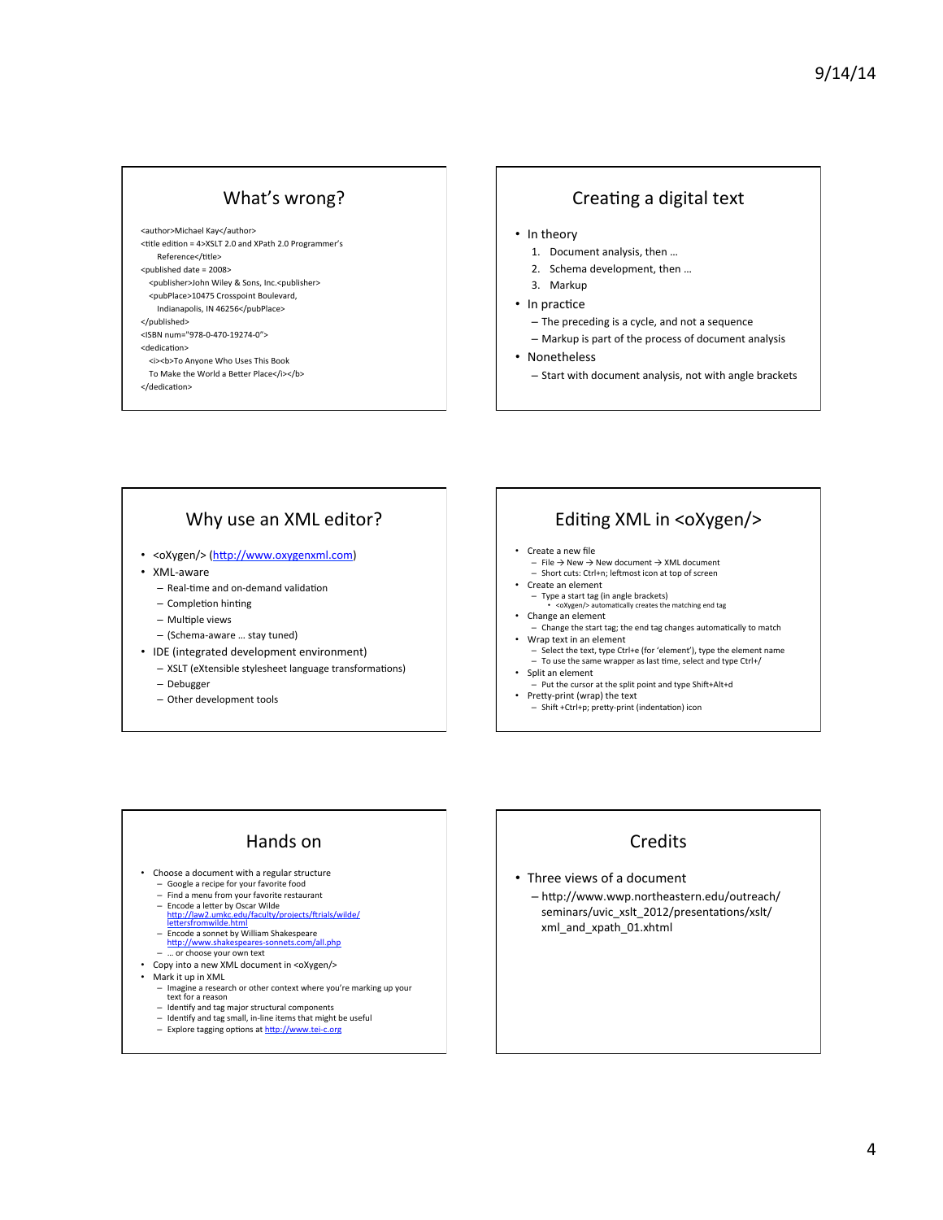## What's wrong?

```
<author>Michael Kay</author>
<title edition = 4>XSLT 2.0 and XPath 2.0 Programmer's
    Reference</title>
<published date = 2008>
  <publisher>John Wiley & Sons, Inc.<publisher>
  <pubPlace>10475 Crosspoint Boulevard,
    Indianapolis, IN 46256</pubPlace>
</published>
<ISBN num="978-0-470-19274-0">
<dedication>
  <i><b>To Anyone Who Uses This Book
  To Make the World a Better Place</i></b>
</dedication>
```

## Creating a digital text

- In theory
  1. Document analysis, then …
  2. Schema development, then …
  3. Markup
- In practice
  - The preceding is a cycle, and not a sequence
  - Markup is part of the process of document analysis
- Nonetheless
  - Start with document analysis, not with angle brackets

## Why use an XML editor?

- <oXygen/> (http://www.oxygenxml.com)
- XML-aware
  - Real-time and on-demand validation
  - Completion hinting
  - Multiple views
  - (Schema-aware … stay tuned)
- IDE (integrated development environment)
  - XSLT (eXtensible stylesheet language transformations)
  - Debugger
  - Other development tools

## Editing XML in <oXygen/>

- Create a new file
  - File → New → New document → XML document
  - Short cuts: Ctrl+n; leftmost icon at top of screen
- Create an element
  - Type a start tag (in angle brackets)
    - <oXygen/> automatically creates the matching end tag
- Change an element
  - Change the start tag; the end tag changes automatically to match
- Wrap text in an element
  - Select the text, type Ctrl+e (for 'element'), type the element name
  - To use the same wrapper as last time, select and type Ctrl+/
- Split an element
  - Put the cursor at the split point and type Shift+Alt+d
- Pretty-print (wrap) the text
  - Shift +Ctrl+p; pretty-print (indentation) icon

## Hands on

- Choose a document with a regular structure
  - Google a recipe for your favorite food
  - Find a menu from your favorite restaurant
  - Encode a letter by Oscar Wilde http://law2.umkc.edu/faculty/projects/ftrials/wilde/lettersfromwilde.html
  - Encode a sonnet by William Shakespeare http://www.shakespeares-sonnets.com/all.php
  - … or choose your own text
- Copy into a new XML document in <oXygen/>
- Mark it up in XML
  - Imagine a research or other context where you're marking up your text for a reason
  - Identify and tag major structural components
  - Identify and tag small, in-line items that might be useful
  - Explore tagging options at http://www.tei-c.org

## Credits

- Three views of a document
  - http://www.wwp.northeastern.edu/outreach/seminars/uvic_xslt_2012/presentations/xslt/xml_and_xpath_01.xhtml